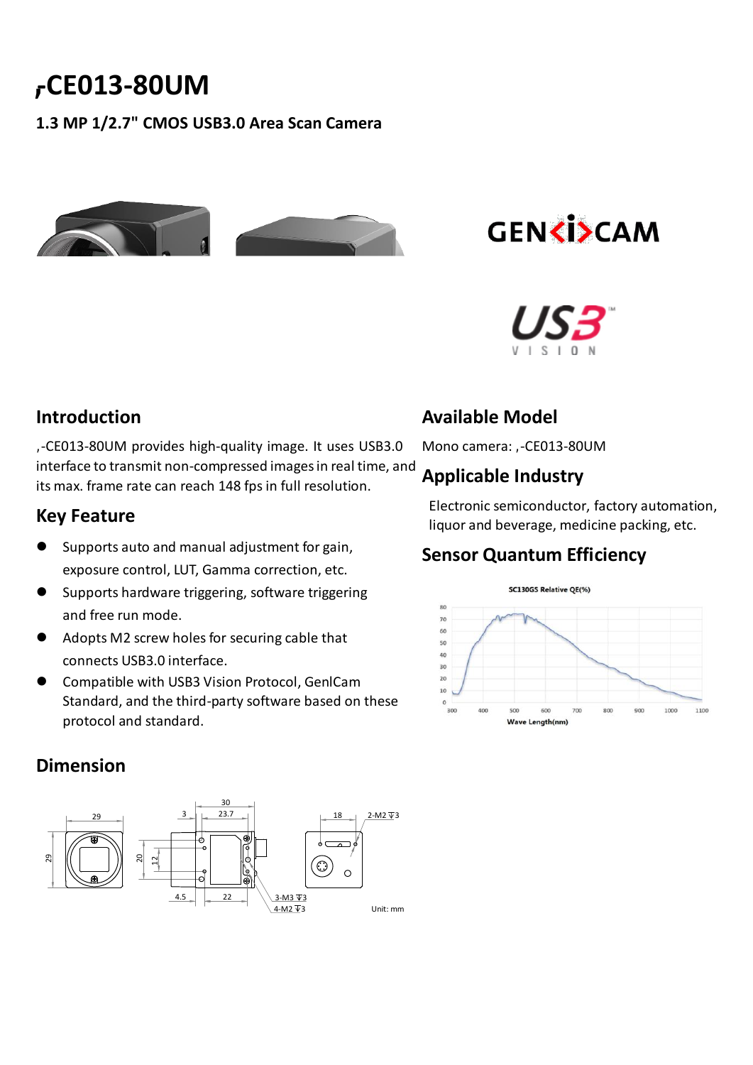# ,CE013-80UM

**1.3 MP 1/2.7" CMOS USB3.0 Area Scan Camera**

## Introduction

,-CE013-80UM provides high-quality image. It uses USB3.0 interface to transmit non-compressed images in real time, and its max. frame rate can reach 148 fps in full resolution.

## Key Feature

- Supports auto and manual adjustment for gain, exposure control, LUT, Gamma correction, etc.
- Supports hardware triggering, software triggering and free run mode.
- Adopts M2 screw holes for securing cable that connects USB3.0 interface.
- Compatible with USB3 Vision Protocol, GenICam Standard, and the third-party software based on these protocol and standard.

## Available Model

Mono camera: ,-CE013-80UM

## Applicable Industry

Electronic semiconductor, factory automation, liquor and beverage, medicine packing, etc.

## Sensor Quantum Efficiency

SC130GS Relative QE(%)

Wave Length(nm)

## Dimension

Unit: mm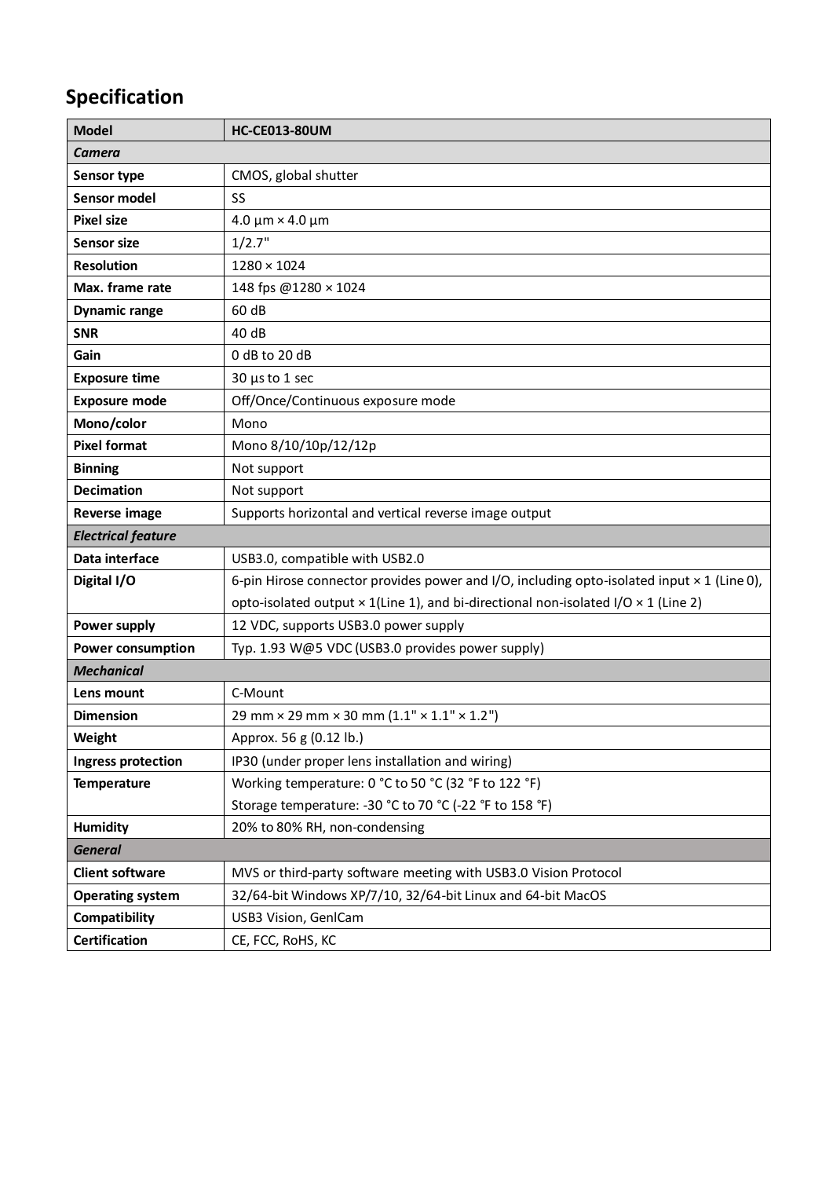## Specification

| Model | HC-CE013-80UM |
|---|---|
| *Camera* | |
| **Sensor type** | CMOS, global shutter |
| **Sensor model** | SS |
| **Pixel size** | 4.0 µm × 4.0 µm |
| **Sensor size** | 1/2.7" |
| **Resolution** | 1280 × 1024 |
| **Max. frame rate** | 148 fps @1280 × 1024 |
| **Dynamic range** | 60 dB |
| **SNR** | 40 dB |
| **Gain** | 0 dB to 20 dB |
| **Exposure time** | 30 µs to 1 sec |
| **Exposure mode** | Off/Once/Continuous exposure mode |
| **Mono/color** | Mono |
| **Pixel format** | Mono 8/10/10p/12/12p |
| **Binning** | Not support |
| **Decimation** | Not support |
| **Reverse image** | Supports horizontal and vertical reverse image output |
| ***Electrical feature*** | |
| **Data interface** | USB3.0, compatible with USB2.0 |
| **Digital I/O** | 6-pin Hirose connector provides power and I/O, including opto-isolated input × 1 (Line 0), opto-isolated output × 1(Line 1), and bi-directional non-isolated I/O × 1 (Line 2) |
| **Power supply** | 12 VDC, supports USB3.0 power supply |
| **Power consumption** | Typ. 1.93 W@5 VDC (USB3.0 provides power supply) |
| ***Mechanical*** | |
| **Lens mount** | C-Mount |
| **Dimension** | 29 mm × 29 mm × 30 mm (1.1" × 1.1" × 1.2") |
| **Weight** | Approx. 56 g (0.12 lb.) |
| **Ingress protection** | IP30 (under proper lens installation and wiring) |
| **Temperature** | Working temperature: 0 °C to 50 °C (32 °F to 122 °F)<br>Storage temperature: -30 °C to 70 °C (-22 °F to 158 °F) |
| **Humidity** | 20% to 80% RH, non-condensing |
| ***General*** | |
| **Client software** | MVS or third-party software meeting with USB3.0 Vision Protocol |
| **Operating system** | 32/64-bit Windows XP/7/10, 32/64-bit Linux and 64-bit MacOS |
| **Compatibility** | USB3 Vision, GenICam |
| **Certification** | CE, FCC, RoHS, KC |